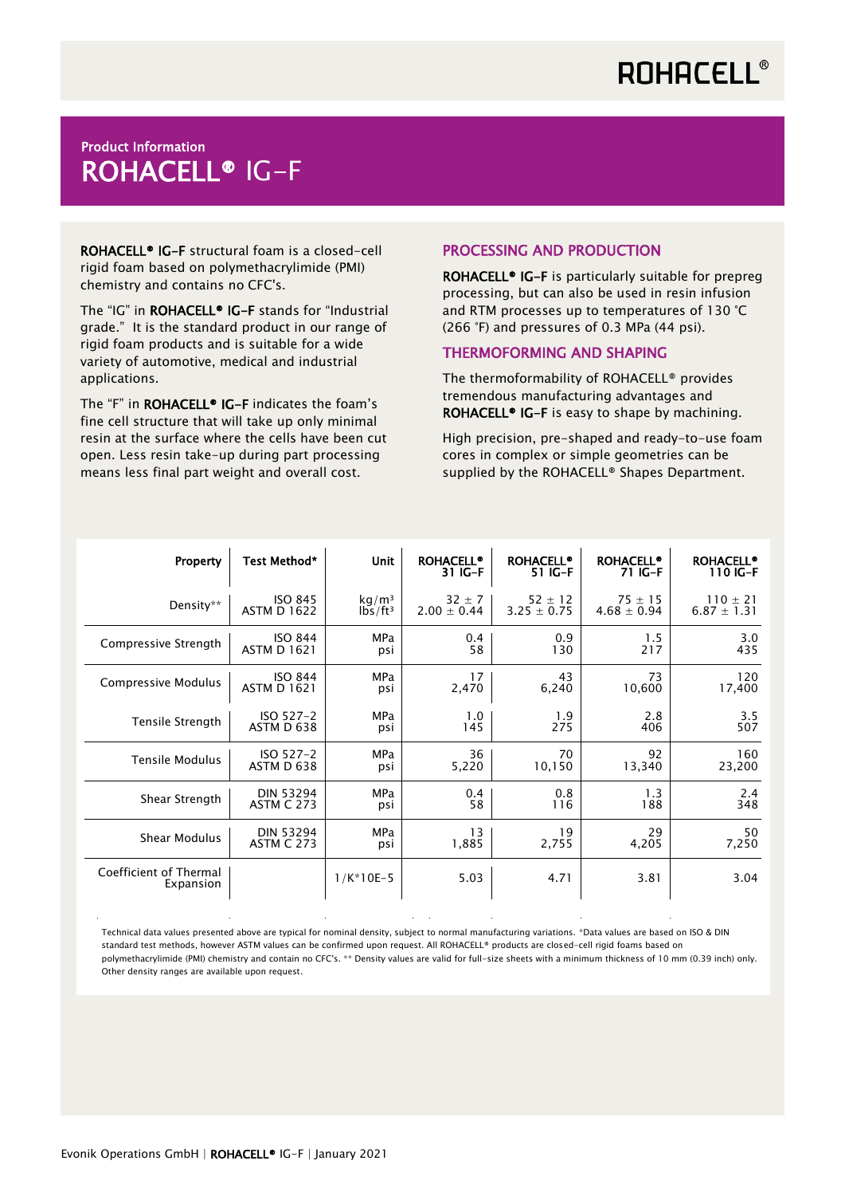ROHACELL®

Product Information

# ROHACELL® IG-F

**ROHACELL® IG-F** structural foam is a closed-cell rigid foam based on polymethacrylimide (PMI) chemistry and contains no CFC's.

The "IG" in **ROHACELL® IG-F** stands for "Industrial grade." It is the standard product in our range of rigid foam products and is suitable for a wide variety of automotive, medical and industrial applications.

The "F" in **ROHACELL® IG-F** indicates the foam's fine cell structure that will take up only minimal resin at the surface where the cells have been cut open. Less resin take-up during part processing means less final part weight and overall cost.

## PROCESSING AND PRODUCTION

**ROHACELL® IG-F** is particularly suitable for prepreg processing, but can also be used in resin infusion and RTM processes up to temperatures of 130 °C (266 °F) and pressures of 0.3 MPa (44 psi).

## THERMOFORMING AND SHAPING

The thermoformability of ROHACELL® provides tremendous manufacturing advantages and **ROHACELL® IG-F** is easy to shape by machining.

High precision, pre-shaped and ready-to-use foam cores in complex or simple geometries can be supplied by the ROHACELL® Shapes Department.

| Property | Test Method* | Unit | ROHACELL® 31 IG-F | ROHACELL® 51 IG-F | ROHACELL® 71 IG-F | ROHACELL® 110 IG-F |
|---|---|---|---|---|---|---|
| Density** | ISO 845<br>ASTM D 1622 | $kg/m^3$<br>$lbs/ft^3$ | 32 ± 7<br>2.00 ± 0.44 | 52 ± 12<br>3.25 ± 0.75 | 75 ± 15<br>4.68 ± 0.94 | 110 ± 21<br>6.87 ± 1.31 |
| Compressive Strength | ISO 844<br>ASTM D 1621 | MPa<br>psi | 0.4<br>58 | 0.9<br>130 | 1.5<br>217 | 3.0<br>435 |
| Compressive Modulus | ISO 844<br>ASTM D 1621 | MPa<br>psi | 17<br>2,470 | 43<br>6,240 | 73<br>10,600 | 120<br>17,400 |
| Tensile Strength | ISO 527-2<br>ASTM D 638 | MPa<br>psi | 1.0<br>145 | 1.9<br>275 | 2.8<br>406 | 3.5<br>507 |
| Tensile Modulus | ISO 527-2<br>ASTM D 638 | MPa<br>psi | 36<br>5,220 | 70<br>10,150 | 92<br>13,340 | 160<br>23,200 |
| Shear Strength | DIN 53294<br>ASTM C 273 | MPa<br>psi | 0.4<br>58 | 0.8<br>116 | 1.3<br>188 | 2.4<br>348 |
| Shear Modulus | DIN 53294<br>ASTM C 273 | MPa<br>psi | 13<br>1,885 | 19<br>2,755 | 29<br>4,205 | 50<br>7,250 |
| Coefficient of Thermal Expansion | | 1/K*10E-5 | 5.03 | 4.71 | 3.81 | 3.04 |

Technical data values presented above are typical for nominal density, subject to normal manufacturing variations. *Data values are based on ISO & DIN standard test methods, however ASTM values can be confirmed upon request. All ROHACELL® products are closed-cell rigid foams based on polymethacrylimide (PMI) chemistry and contain no CFC's. ** Density values are valid for full-size sheets with a minimum thickness of 10 mm (0.39 inch) only. Other density ranges are available upon request.

Evonik Operations GmbH | **ROHACELL®** IG-F | January 2021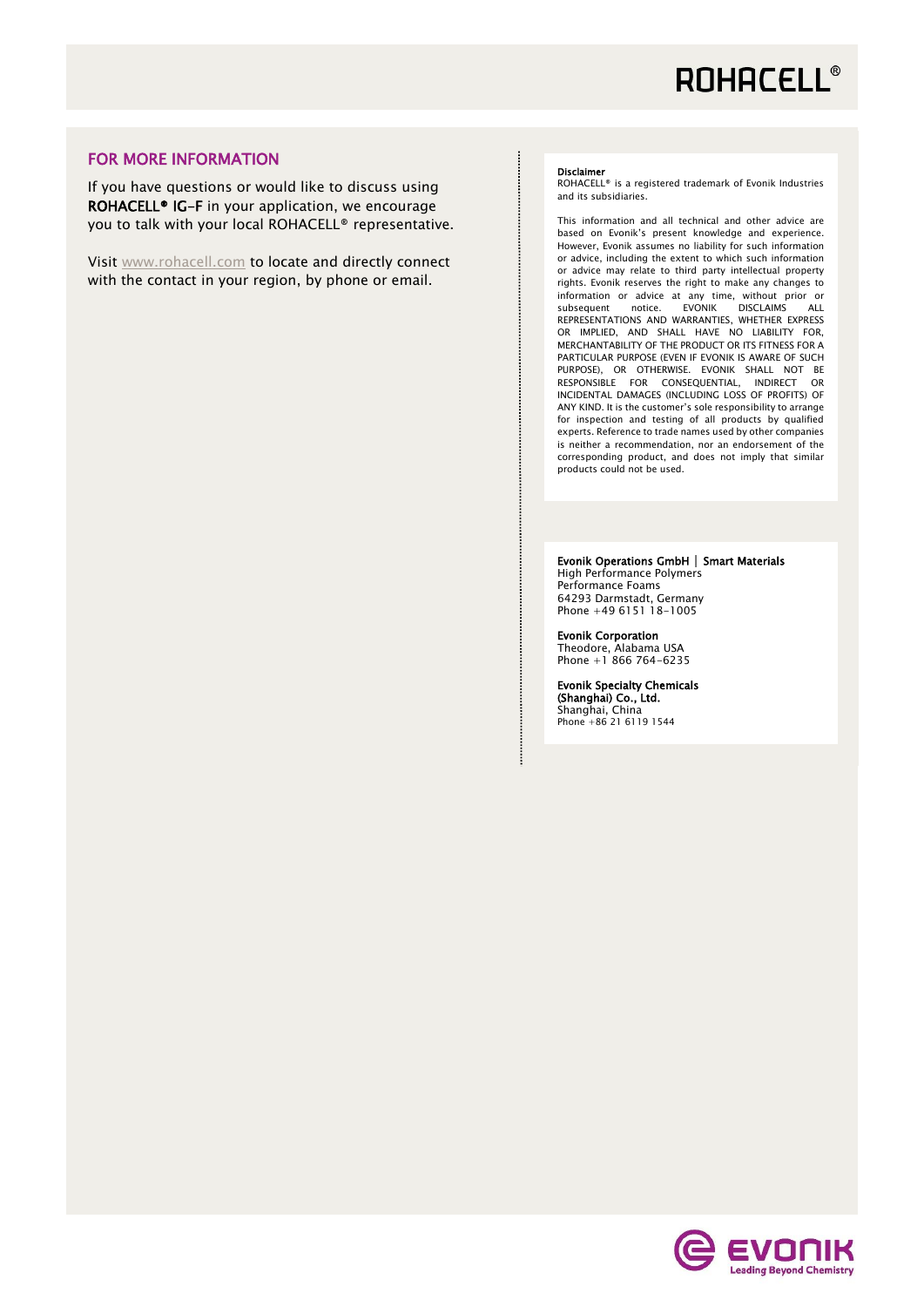## FOR MORE INFORMATION

If you have questions or would like to discuss using **ROHACELL® IG-F** in your application, we encourage you to talk with your local ROHACELL® representative.

Visit www.rohacell.com to locate and directly connect with the contact in your region, by phone or email.

**Disclaimer**
ROHACELL® is a registered trademark of Evonik Industries and its subsidiaries.

This information and all technical and other advice are based on Evonik's present knowledge and experience. However, Evonik assumes no liability for such information or advice, including the extent to which such information or advice may relate to third party intellectual property rights. Evonik reserves the right to make any changes to information or advice at any time, without prior or subsequent notice. EVONIK DISCLAIMS ALL REPRESENTATIONS AND WARRANTIES, WHETHER EXPRESS OR IMPLIED, AND SHALL HAVE NO LIABILITY FOR, MERCHANTABILITY OF THE PRODUCT OR ITS FITNESS FOR A PARTICULAR PURPOSE (EVEN IF EVONIK IS AWARE OF SUCH PURPOSE), OR OTHERWISE. EVONIK SHALL NOT BE RESPONSIBLE FOR CONSEQUENTIAL, INDIRECT OR INCIDENTAL DAMAGES (INCLUDING LOSS OF PROFITS) OF ANY KIND. It is the customer's sole responsibility to arrange for inspection and testing of all products by qualified experts. Reference to trade names used by other companies is neither a recommendation, nor an endorsement of the corresponding product, and does not imply that similar products could not be used.

**Evonik Operations GmbH | Smart Materials**
High Performance Polymers
Performance Foams
64293 Darmstadt, Germany
Phone +49 6151 18-1005

**Evonik Corporation**
Theodore, Alabama USA
Phone +1 866 764-6235

**Evonik Specialty Chemicals (Shanghai) Co., Ltd.**
Shanghai, China
Phone +86 21 6119 1544

EVONIK
Leading Beyond Chemistry